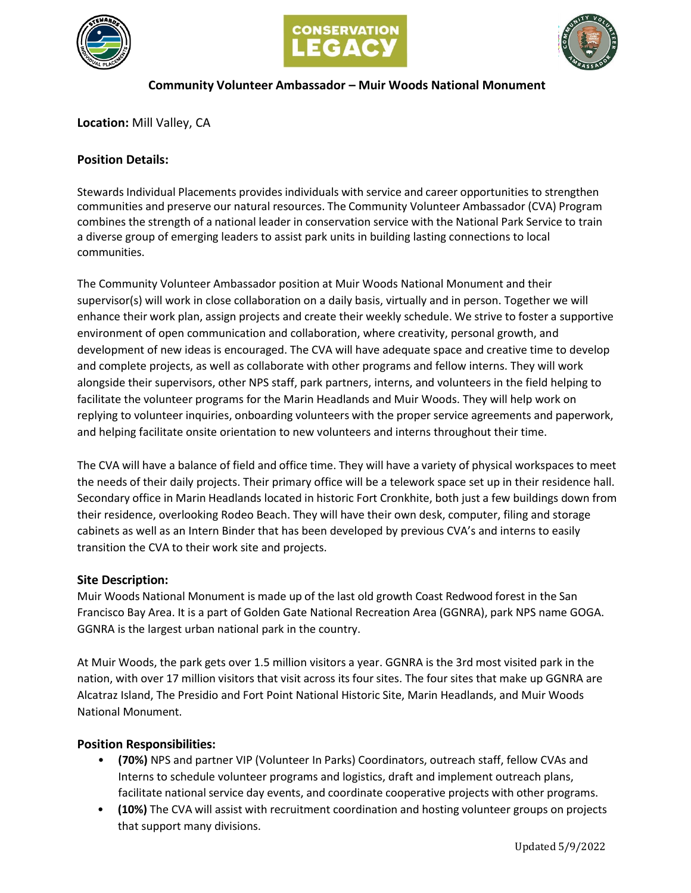# Community Volunteer Ambassador – Muir Woods National Monument

**Location:** Mill Valley, CA

## Position Details:

Stewards Individual Placements provides individuals with service and career opportunities to strengthen communities and preserve our natural resources. The Community Volunteer Ambassador (CVA) Program combines the strength of a national leader in conservation service with the National Park Service to train a diverse group of emerging leaders to assist park units in building lasting connections to local communities.

The Community Volunteer Ambassador position at Muir Woods National Monument and their supervisor(s) will work in close collaboration on a daily basis, virtually and in person. Together we will enhance their work plan, assign projects and create their weekly schedule. We strive to foster a supportive environment of open communication and collaboration, where creativity, personal growth, and development of new ideas is encouraged. The CVA will have adequate space and creative time to develop and complete projects, as well as collaborate with other programs and fellow interns. They will work alongside their supervisors, other NPS staff, park partners, interns, and volunteers in the field helping to facilitate the volunteer programs for the Marin Headlands and Muir Woods. They will help work on replying to volunteer inquiries, onboarding volunteers with the proper service agreements and paperwork, and helping facilitate onsite orientation to new volunteers and interns throughout their time.

The CVA will have a balance of field and office time. They will have a variety of physical workspaces to meet the needs of their daily projects. Their primary office will be a telework space set up in their residence hall. Secondary office in Marin Headlands located in historic Fort Cronkhite, both just a few buildings down from their residence, overlooking Rodeo Beach. They will have their own desk, computer, filing and storage cabinets as well as an Intern Binder that has been developed by previous CVA's and interns to easily transition the CVA to their work site and projects.

## Site Description:

Muir Woods National Monument is made up of the last old growth Coast Redwood forest in the San Francisco Bay Area. It is a part of Golden Gate National Recreation Area (GGNRA), park NPS name GOGA. GGNRA is the largest urban national park in the country.

At Muir Woods, the park gets over 1.5 million visitors a year. GGNRA is the 3rd most visited park in the nation, with over 17 million visitors that visit across its four sites. The four sites that make up GGNRA are Alcatraz Island, The Presidio and Fort Point National Historic Site, Marin Headlands, and Muir Woods National Monument.

## Position Responsibilities:

- **(70%)** NPS and partner VIP (Volunteer In Parks) Coordinators, outreach staff, fellow CVAs and Interns to schedule volunteer programs and logistics, draft and implement outreach plans, facilitate national service day events, and coordinate cooperative projects with other programs.
- **(10%)** The CVA will assist with recruitment coordination and hosting volunteer groups on projects that support many divisions.

Updated 5/9/2022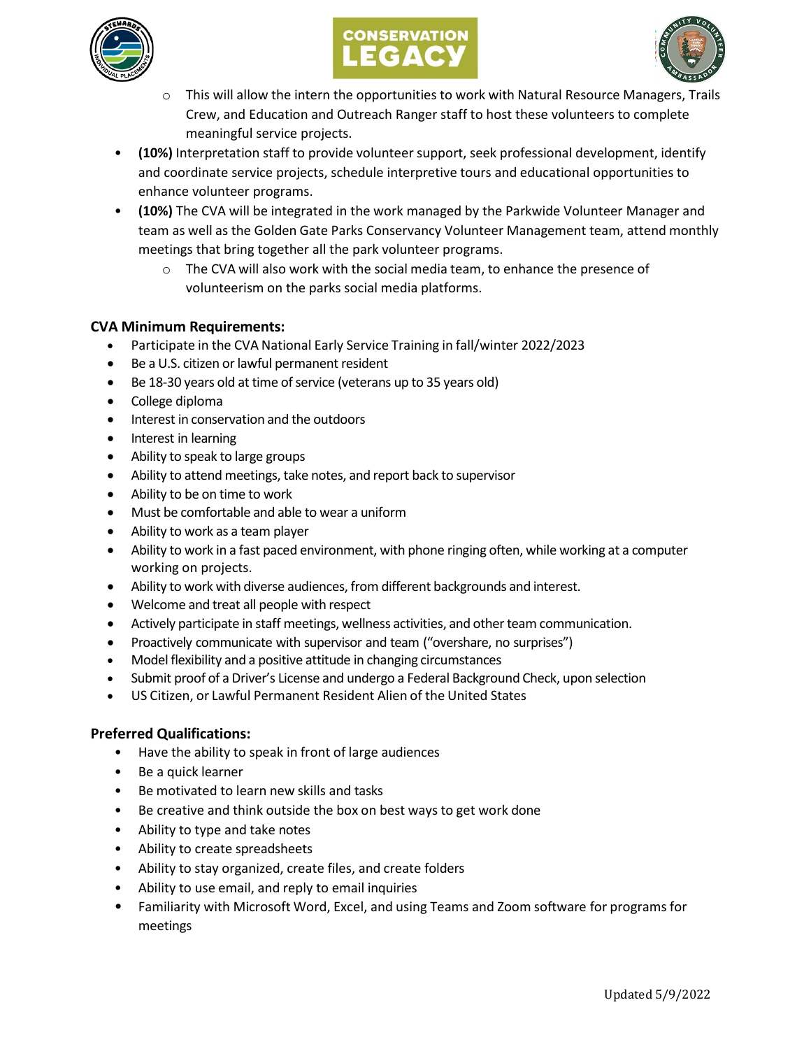- This will allow the intern the opportunities to work with Natural Resource Managers, Trails Crew, and Education and Outreach Ranger staff to host these volunteers to complete meaningful service projects.

- **(10%)** Interpretation staff to provide volunteer support, seek professional development, identify and coordinate service projects, schedule interpretive tours and educational opportunities to enhance volunteer programs.
- **(10%)** The CVA will be integrated in the work managed by the Parkwide Volunteer Manager and team as well as the Golden Gate Parks Conservancy Volunteer Management team, attend monthly meetings that bring together all the park volunteer programs.
  - The CVA will also work with the social media team, to enhance the presence of volunteerism on the parks social media platforms.

**CVA Minimum Requirements:**

- Participate in the CVA National Early Service Training in fall/winter 2022/2023
- Be a U.S. citizen or lawful permanent resident
- Be 18-30 years old at time of service (veterans up to 35 years old)
- College diploma
- Interest in conservation and the outdoors
- Interest in learning
- Ability to speak to large groups
- Ability to attend meetings, take notes, and report back to supervisor
- Ability to be on time to work
- Must be comfortable and able to wear a uniform
- Ability to work as a team player
- Ability to work in a fast paced environment, with phone ringing often, while working at a computer working on projects.
- Ability to work with diverse audiences, from different backgrounds and interest.
- Welcome and treat all people with respect
- Actively participate in staff meetings, wellness activities, and other team communication.
- Proactively communicate with supervisor and team ("overshare, no surprises")
- Model flexibility and a positive attitude in changing circumstances
- Submit proof of a Driver's License and undergo a Federal Background Check, upon selection
- US Citizen, or Lawful Permanent Resident Alien of the United States

**Preferred Qualifications:**

- Have the ability to speak in front of large audiences
- Be a quick learner
- Be motivated to learn new skills and tasks
- Be creative and think outside the box on best ways to get work done
- Ability to type and take notes
- Ability to create spreadsheets
- Ability to stay organized, create files, and create folders
- Ability to use email, and reply to email inquiries
- Familiarity with Microsoft Word, Excel, and using Teams and Zoom software for programs for meetings

Updated 5/9/2022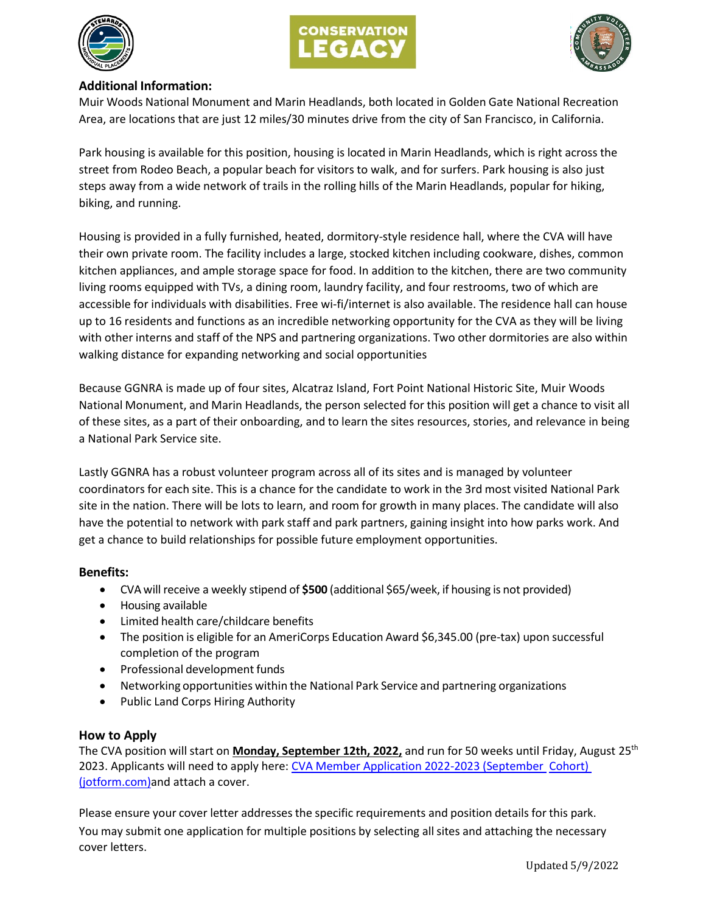### Additional Information:

Muir Woods National Monument and Marin Headlands, both located in Golden Gate National Recreation Area, are locations that are just 12 miles/30 minutes drive from the city of San Francisco, in California.

Park housing is available for this position, housing is located in Marin Headlands, which is right across the street from Rodeo Beach, a popular beach for visitors to walk, and for surfers. Park housing is also just steps away from a wide network of trails in the rolling hills of the Marin Headlands, popular for hiking, biking, and running.

Housing is provided in a fully furnished, heated, dormitory-style residence hall, where the CVA will have their own private room. The facility includes a large, stocked kitchen including cookware, dishes, common kitchen appliances, and ample storage space for food. In addition to the kitchen, there are two community living rooms equipped with TVs, a dining room, laundry facility, and four restrooms, two of which are accessible for individuals with disabilities. Free wi-fi/internet is also available. The residence hall can house up to 16 residents and functions as an incredible networking opportunity for the CVA as they will be living with other interns and staff of the NPS and partnering organizations. Two other dormitories are also within walking distance for expanding networking and social opportunities

Because GGNRA is made up of four sites, Alcatraz Island, Fort Point National Historic Site, Muir Woods National Monument, and Marin Headlands, the person selected for this position will get a chance to visit all of these sites, as a part of their onboarding, and to learn the sites resources, stories, and relevance in being a National Park Service site.

Lastly GGNRA has a robust volunteer program across all of its sites and is managed by volunteer coordinators for each site. This is a chance for the candidate to work in the 3rd most visited National Park site in the nation. There will be lots to learn, and room for growth in many places. The candidate will also have the potential to network with park staff and park partners, gaining insight into how parks work. And get a chance to build relationships for possible future employment opportunities.

### Benefits:

- CVA will receive a weekly stipend of **$500** (additional $65/week, if housing is not provided)
- Housing available
- Limited health care/childcare benefits
- The position is eligible for an AmeriCorps Education Award $6,345.00 (pre-tax) upon successful completion of the program
- Professional development funds
- Networking opportunities within the National Park Service and partnering organizations
- Public Land Corps Hiring Authority

### How to Apply

The CVA position will start on **Monday, September 12th, 2022,** and run for 50 weeks until Friday, August 25th 2023. Applicants will need to apply here: [CVA Member Application 2022-2023 (September Cohort) (jotform.com)]and attach a cover.

Please ensure your cover letter addresses the specific requirements and position details for this park. You may submit one application for multiple positions by selecting all sites and attaching the necessary cover letters.

Updated 5/9/2022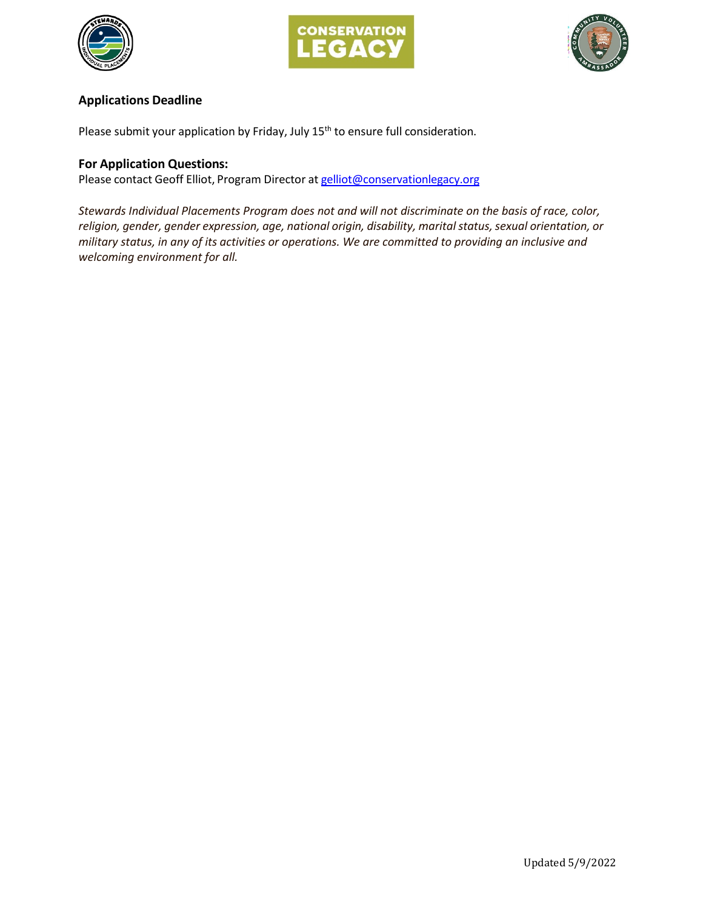### Applications Deadline

Please submit your application by Friday, July 15th to ensure full consideration.

### For Application Questions:

Please contact Geoff Elliot, Program Director at gelliot@conservationlegacy.org

*Stewards Individual Placements Program does not and will not discriminate on the basis of race, color, religion, gender, gender expression, age, national origin, disability, marital status, sexual orientation, or military status, in any of its activities or operations. We are committed to providing an inclusive and welcoming environment for all.*

Updated 5/9/2022